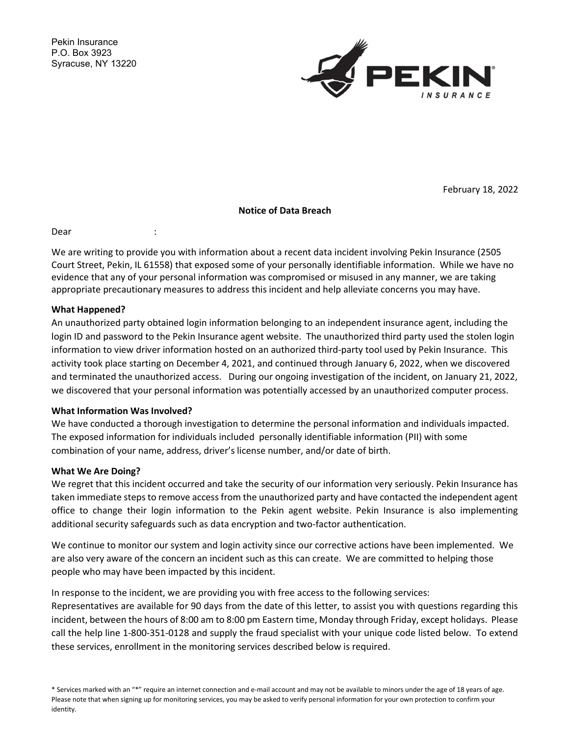Pekin Insurance
P.O. Box 3923
Syracuse, NY 13220

PEKIN INSURANCE

February 18, 2022

**Notice of Data Breach**

Dear :

We are writing to provide you with information about a recent data incident involving Pekin Insurance (2505 Court Street, Pekin, IL 61558) that exposed some of your personally identifiable information. While we have no evidence that any of your personal information was compromised or misused in any manner, we are taking appropriate precautionary measures to address this incident and help alleviate concerns you may have.

**What Happened?**

An unauthorized party obtained login information belonging to an independent insurance agent, including the login ID and password to the Pekin Insurance agent website. The unauthorized third party used the stolen login information to view driver information hosted on an authorized third-party tool used by Pekin Insurance. This activity took place starting on December 4, 2021, and continued through January 6, 2022, when we discovered and terminated the unauthorized access. During our ongoing investigation of the incident, on January 21, 2022, we discovered that your personal information was potentially accessed by an unauthorized computer process.

**What Information Was Involved?**

We have conducted a thorough investigation to determine the personal information and individuals impacted. The exposed information for individuals included personally identifiable information (PII) with some combination of your name, address, driver's license number, and/or date of birth.

**What We Are Doing?**

We regret that this incident occurred and take the security of our information very seriously. Pekin Insurance has taken immediate steps to remove access from the unauthorized party and have contacted the independent agent office to change their login information to the Pekin agent website. Pekin Insurance is also implementing additional security safeguards such as data encryption and two-factor authentication.

We continue to monitor our system and login activity since our corrective actions have been implemented. We are also very aware of the concern an incident such as this can create. We are committed to helping those people who may have been impacted by this incident.

In response to the incident, we are providing you with free access to the following services:
Representatives are available for 90 days from the date of this letter, to assist you with questions regarding this incident, between the hours of 8:00 am to 8:00 pm Eastern time, Monday through Friday, except holidays. Please call the help line 1-800-351-0128 and supply the fraud specialist with your unique code listed below. To extend these services, enrollment in the monitoring services described below is required.

\* Services marked with an "*" require an internet connection and e-mail account and may not be available to minors under the age of 18 years of age. Please note that when signing up for monitoring services, you may be asked to verify personal information for your own protection to confirm your identity.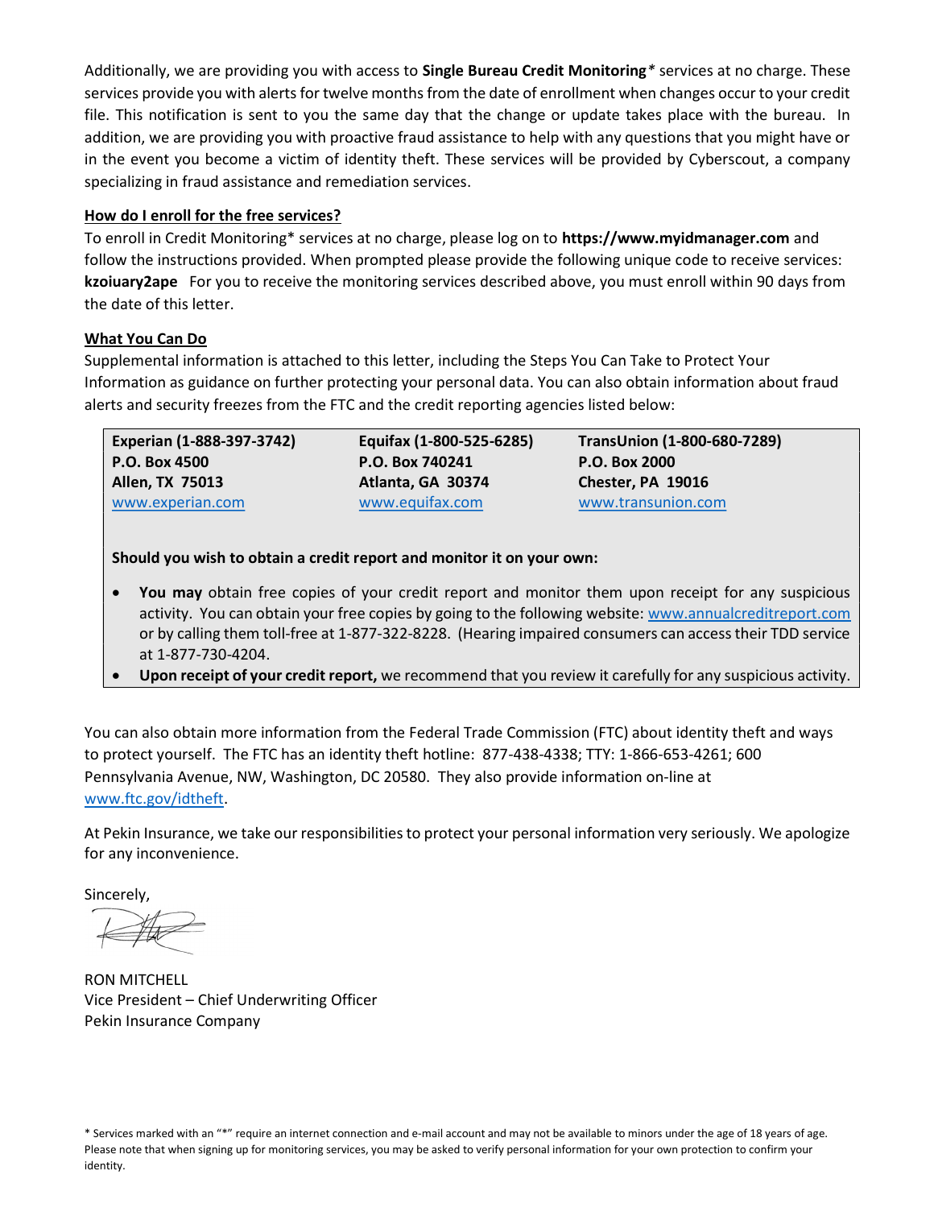Additionally, we are providing you with access to **Single Bureau Credit Monitoring*** services at no charge. These services provide you with alerts for twelve months from the date of enrollment when changes occur to your credit file. This notification is sent to you the same day that the change or update takes place with the bureau. In addition, we are providing you with proactive fraud assistance to help with any questions that you might have or in the event you become a victim of identity theft. These services will be provided by Cyberscout, a company specializing in fraud assistance and remediation services.

**How do I enroll for the free services?**

To enroll in Credit Monitoring* services at no charge, please log on to **https://www.myidmanager.com** and follow the instructions provided. When prompted please provide the following unique code to receive services: **kzoiuary2ape** For you to receive the monitoring services described above, you must enroll within 90 days from the date of this letter.

**What You Can Do**

Supplemental information is attached to this letter, including the Steps You Can Take to Protect Your Information as guidance on further protecting your personal data. You can also obtain information about fraud alerts and security freezes from the FTC and the credit reporting agencies listed below:

| **Experian (1-888-397-3742)** | **Equifax (1-800-525-6285)** | **TransUnion (1-800-680-7289)** |
|---|---|---|
| **P.O. Box 4500** | **P.O. Box 740241** | **P.O. Box 2000** |
| **Allen, TX 75013** | **Atlanta, GA 30374** | **Chester, PA 19016** |
| www.experian.com | www.equifax.com | www.transunion.com |

**Should you wish to obtain a credit report and monitor it on your own:**

- **You may** obtain free copies of your credit report and monitor them upon receipt for any suspicious activity. You can obtain your free copies by going to the following website: www.annualcreditreport.com or by calling them toll-free at 1-877-322-8228. (Hearing impaired consumers can access their TDD service at 1-877-730-4204.
- **Upon receipt of your credit report,** we recommend that you review it carefully for any suspicious activity.

You can also obtain more information from the Federal Trade Commission (FTC) about identity theft and ways to protect yourself. The FTC has an identity theft hotline: 877-438-4338; TTY: 1-866-653-4261; 600 Pennsylvania Avenue, NW, Washington, DC 20580. They also provide information on-line at www.ftc.gov/idtheft.

At Pekin Insurance, we take our responsibilities to protect your personal information very seriously. We apologize for any inconvenience.

Sincerely,

RON MITCHELL
Vice President – Chief Underwriting Officer
Pekin Insurance Company

\* Services marked with an "*" require an internet connection and e-mail account and may not be available to minors under the age of 18 years of age. Please note that when signing up for monitoring services, you may be asked to verify personal information for your own protection to confirm your identity.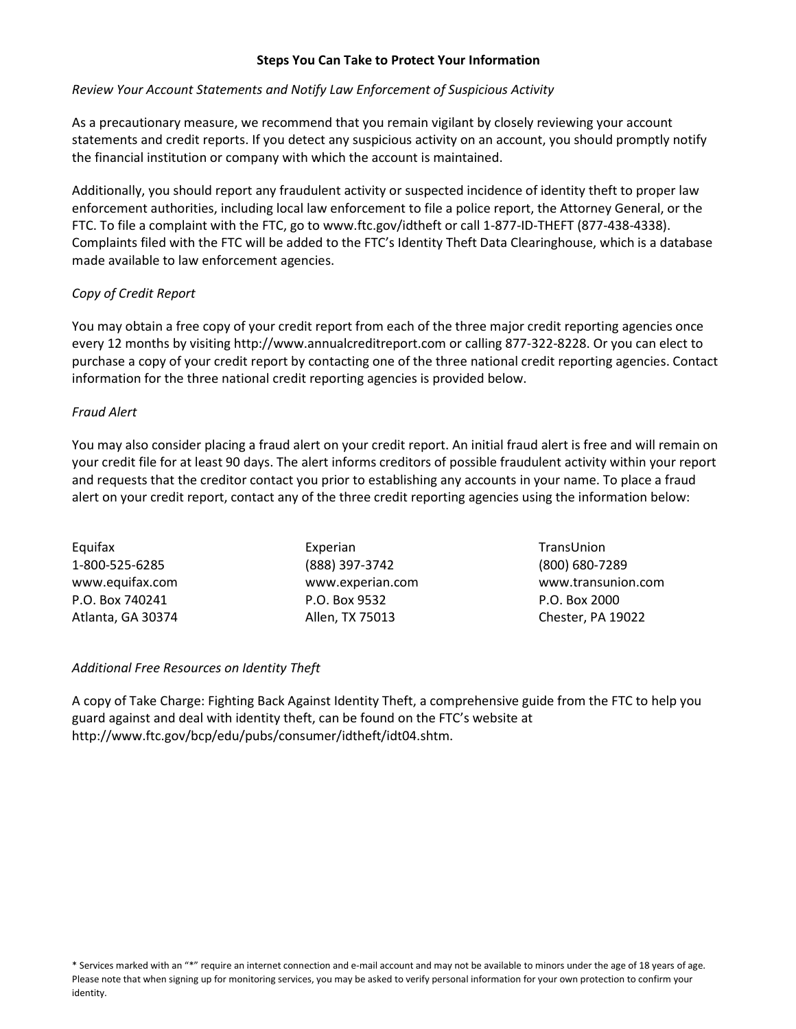**Steps You Can Take to Protect Your Information**

*Review Your Account Statements and Notify Law Enforcement of Suspicious Activity*

As a precautionary measure, we recommend that you remain vigilant by closely reviewing your account statements and credit reports. If you detect any suspicious activity on an account, you should promptly notify the financial institution or company with which the account is maintained.

Additionally, you should report any fraudulent activity or suspected incidence of identity theft to proper law enforcement authorities, including local law enforcement to file a police report, the Attorney General, or the FTC. To file a complaint with the FTC, go to www.ftc.gov/idtheft or call 1-877-ID-THEFT (877-438-4338). Complaints filed with the FTC will be added to the FTC's Identity Theft Data Clearinghouse, which is a database made available to law enforcement agencies.

*Copy of Credit Report*

You may obtain a free copy of your credit report from each of the three major credit reporting agencies once every 12 months by visiting http://www.annualcreditreport.com or calling 877-322-8228. Or you can elect to purchase a copy of your credit report by contacting one of the three national credit reporting agencies. Contact information for the three national credit reporting agencies is provided below.

*Fraud Alert*

You may also consider placing a fraud alert on your credit report. An initial fraud alert is free and will remain on your credit file for at least 90 days. The alert informs creditors of possible fraudulent activity within your report and requests that the creditor contact you prior to establishing any accounts in your name. To place a fraud alert on your credit report, contact any of the three credit reporting agencies using the information below:

| | | |
|---|---|---|
| Equifax | Experian | TransUnion |
| 1-800-525-6285 | (888) 397-3742 | (800) 680-7289 |
| www.equifax.com | www.experian.com | www.transunion.com |
| P.O. Box 740241 | P.O. Box 9532 | P.O. Box 2000 |
| Atlanta, GA 30374 | Allen, TX 75013 | Chester, PA 19022 |

*Additional Free Resources on Identity Theft*

A copy of Take Charge: Fighting Back Against Identity Theft, a comprehensive guide from the FTC to help you guard against and deal with identity theft, can be found on the FTC's website at http://www.ftc.gov/bcp/edu/pubs/consumer/idtheft/idt04.shtm.

* Services marked with an "*" require an internet connection and e-mail account and may not be available to minors under the age of 18 years of age. Please note that when signing up for monitoring services, you may be asked to verify personal information for your own protection to confirm your identity.